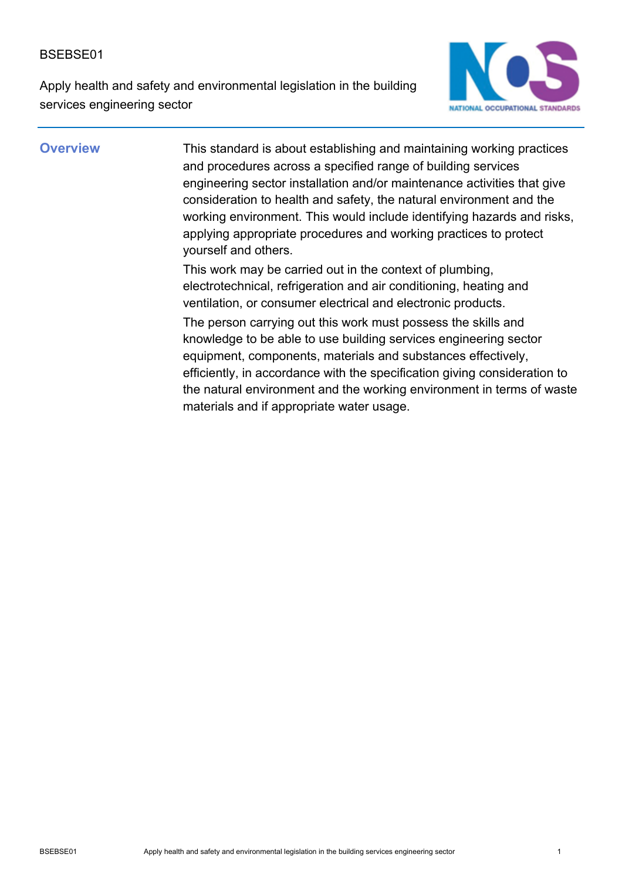BSEBSE01

# Apply health and safety and environmental legislation in the building services engineering sector

## Overview

This standard is about establishing and maintaining working practices and procedures across a specified range of building services engineering sector installation and/or maintenance activities that give consideration to health and safety, the natural environment and the working environment. This would include identifying hazards and risks, applying appropriate procedures and working practices to protect yourself and others.

This work may be carried out in the context of plumbing, electrotechnical, refrigeration and air conditioning, heating and ventilation, or consumer electrical and electronic products.

The person carrying out this work must possess the skills and knowledge to be able to use building services engineering sector equipment, components, materials and substances effectively, efficiently, in accordance with the specification giving consideration to the natural environment and the working environment in terms of waste materials and if appropriate water usage.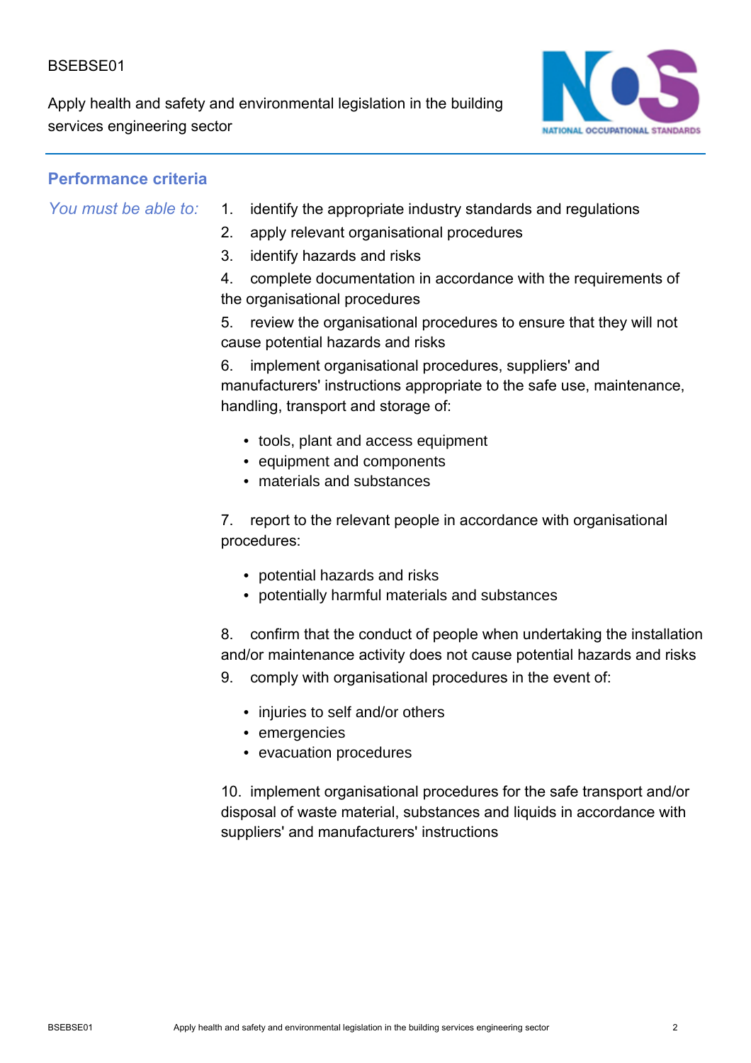## Performance criteria

*You must be able to:*

1. identify the appropriate industry standards and regulations
2. apply relevant organisational procedures
3. identify hazards and risks
4. complete documentation in accordance with the requirements of the organisational procedures
5. review the organisational procedures to ensure that they will not cause potential hazards and risks
6. implement organisational procedures, suppliers' and manufacturers' instructions appropriate to the safe use, maintenance, handling, transport and storage of:
   - tools, plant and access equipment
   - equipment and components
   - materials and substances
7. report to the relevant people in accordance with organisational procedures:
   - potential hazards and risks
   - potentially harmful materials and substances
8. confirm that the conduct of people when undertaking the installation and/or maintenance activity does not cause potential hazards and risks
9. comply with organisational procedures in the event of:
   - injuries to self and/or others
   - emergencies
   - evacuation procedures
10. implement organisational procedures for the safe transport and/or disposal of waste material, substances and liquids in accordance with suppliers' and manufacturers' instructions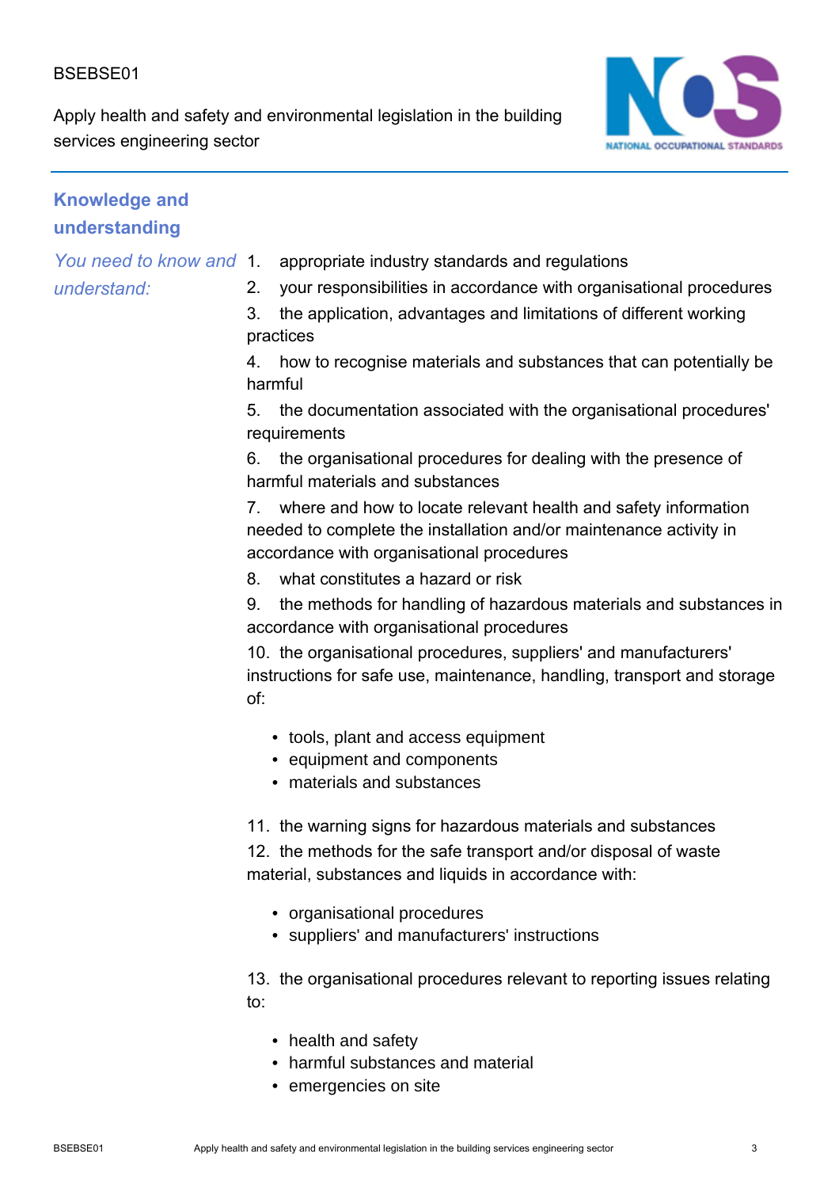## Knowledge and understanding

*You need to know and understand:*

1. appropriate industry standards and regulations
2. your responsibilities in accordance with organisational procedures
3. the application, advantages and limitations of different working practices
4. how to recognise materials and substances that can potentially be harmful
5. the documentation associated with the organisational procedures' requirements
6. the organisational procedures for dealing with the presence of harmful materials and substances
7. where and how to locate relevant health and safety information needed to complete the installation and/or maintenance activity in accordance with organisational procedures
8. what constitutes a hazard or risk
9. the methods for handling of hazardous materials and substances in accordance with organisational procedures
10. the organisational procedures, suppliers' and manufacturers' instructions for safe use, maintenance, handling, transport and storage of:
    - tools, plant and access equipment
    - equipment and components
    - materials and substances
11. the warning signs for hazardous materials and substances
12. the methods for the safe transport and/or disposal of waste material, substances and liquids in accordance with:
    - organisational procedures
    - suppliers' and manufacturers' instructions
13. the organisational procedures relevant to reporting issues relating to:
    - health and safety
    - harmful substances and material
    - emergencies on site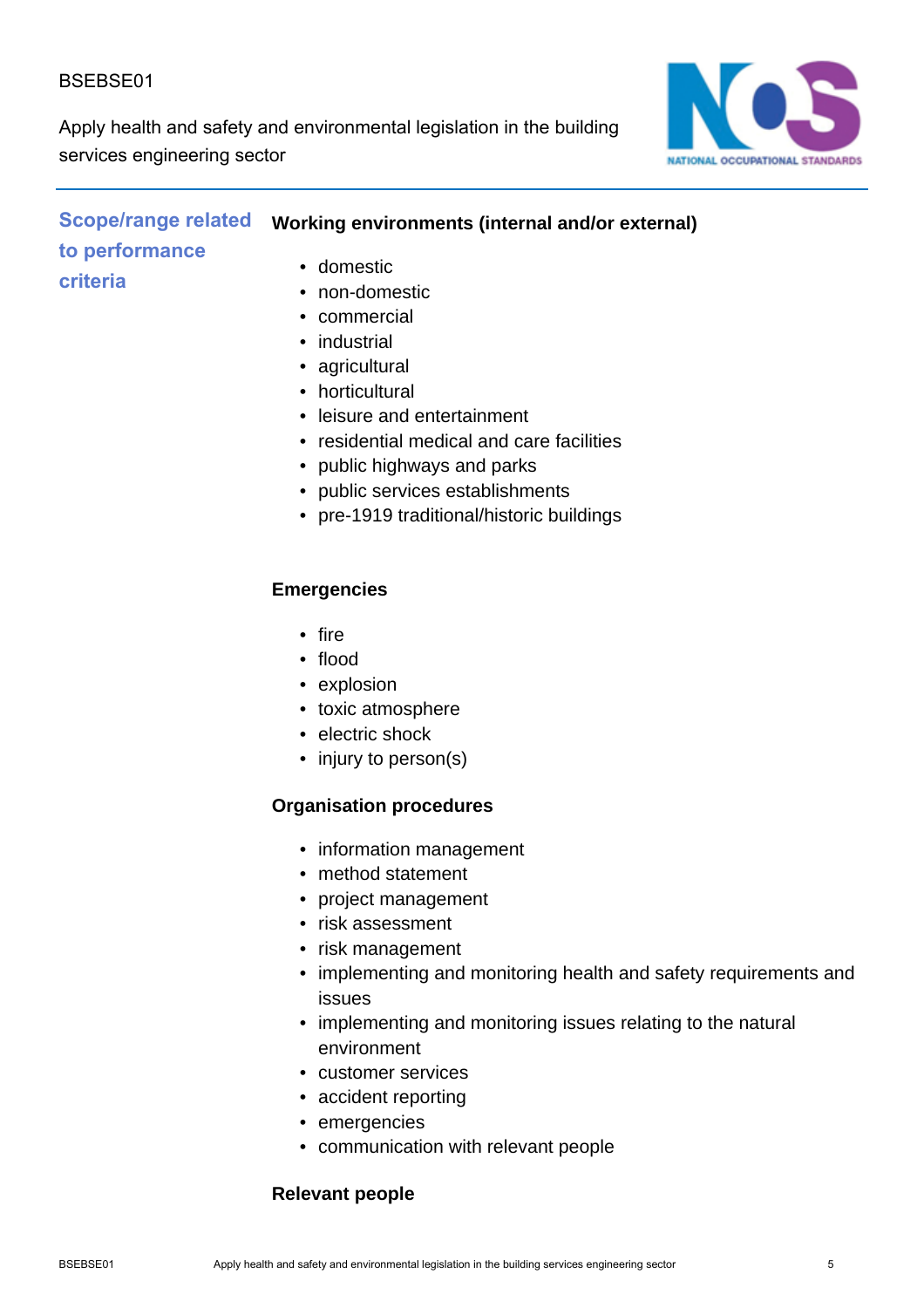## Scope/range related to performance criteria

**Working environments (internal and/or external)**

- domestic
- non-domestic
- commercial
- industrial
- agricultural
- horticultural
- leisure and entertainment
- residential medical and care facilities
- public highways and parks
- public services establishments
- pre-1919 traditional/historic buildings

**Emergencies**

- fire
- flood
- explosion
- toxic atmosphere
- electric shock
- injury to person(s)

**Organisation procedures**

- information management
- method statement
- project management
- risk assessment
- risk management
- implementing and monitoring health and safety requirements and issues
- implementing and monitoring issues relating to the natural environment
- customer services
- accident reporting
- emergencies
- communication with relevant people

**Relevant people**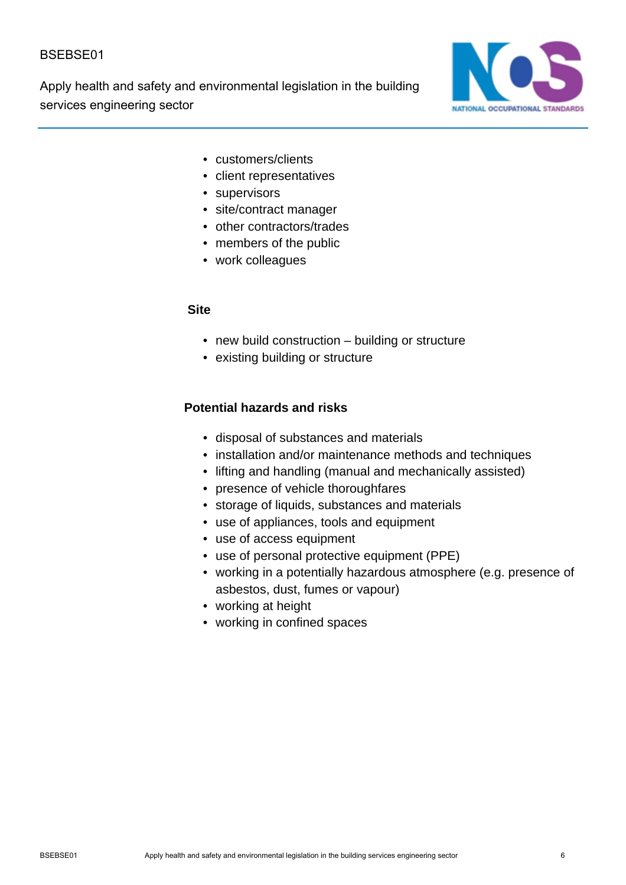- customers/clients
- client representatives
- supervisors
- site/contract manager
- other contractors/trades
- members of the public
- work colleagues

**Site**

- new build construction – building or structure
- existing building or structure

**Potential hazards and risks**

- disposal of substances and materials
- installation and/or maintenance methods and techniques
- lifting and handling (manual and mechanically assisted)
- presence of vehicle thoroughfares
- storage of liquids, substances and materials
- use of appliances, tools and equipment
- use of access equipment
- use of personal protective equipment (PPE)
- working in a potentially hazardous atmosphere (e.g. presence of asbestos, dust, fumes or vapour)
- working at height
- working in confined spaces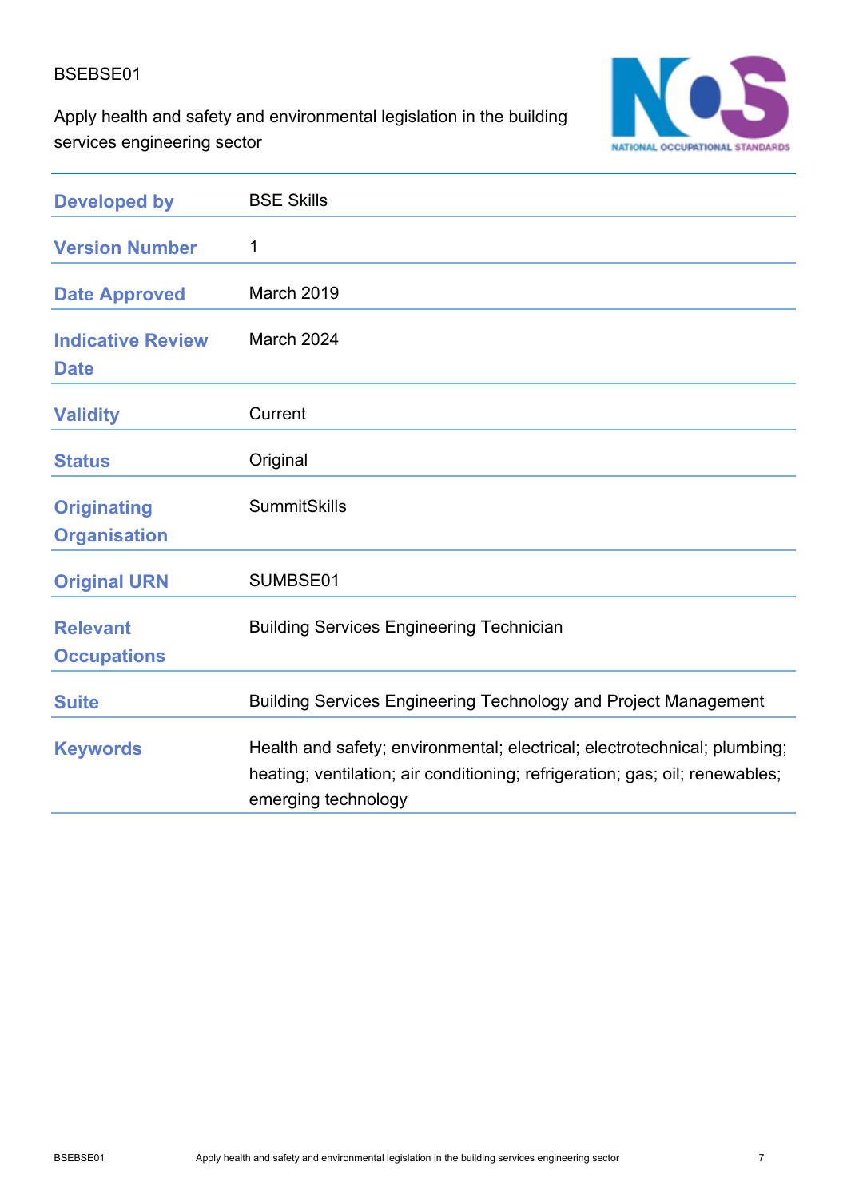BSEBSE01

Apply health and safety and environmental legislation in the building services engineering sector

| | |
|---|---|
| **Developed by** | BSE Skills |
| **Version Number** | 1 |
| **Date Approved** | March 2019 |
| **Indicative Review Date** | March 2024 |
| **Validity** | Current |
| **Status** | Original |
| **Originating Organisation** | SummitSkills |
| **Original URN** | SUMBSE01 |
| **Relevant Occupations** | Building Services Engineering Technician |
| **Suite** | Building Services Engineering Technology and Project Management |
| **Keywords** | Health and safety; environmental; electrical; electrotechnical; plumbing; heating; ventilation; air conditioning; refrigeration; gas; oil; renewables; emerging technology |